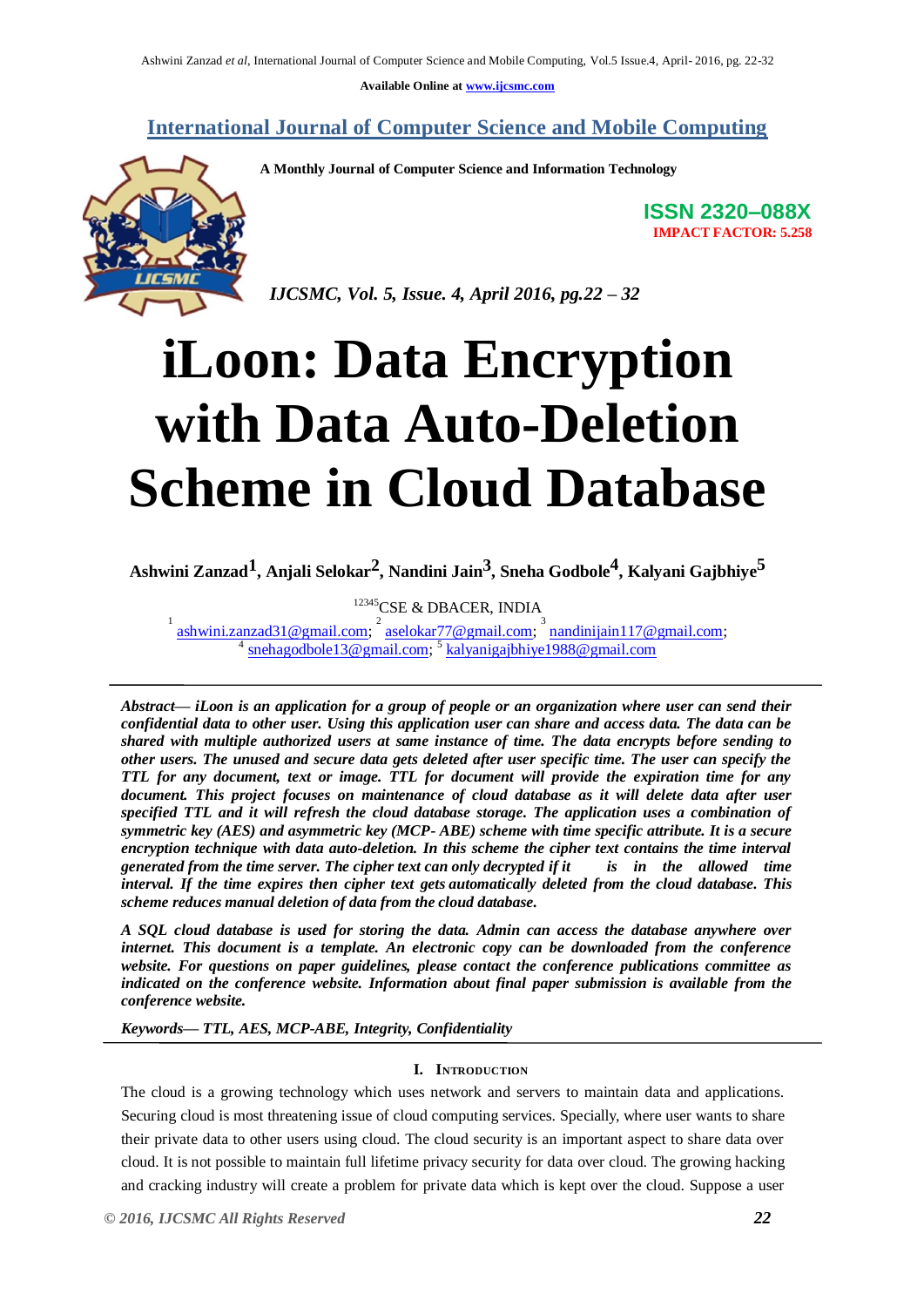Available Online at www.ijcsmc.com

# International Journal of Computer Science and Mobile Computing

A Monthly Journal of Computer Science and Information Technology

ISSN 2320–088X
IMPACT FACTOR: 5.258

*IJCSMC, Vol. 5, Issue. 4, April 2016, pg.22 – 32*

# iLoon: Data Encryption with Data Auto-Deletion Scheme in Cloud Database

**Ashwini Zanzad[1], Anjali Selokar[2], Nandini Jain[3], Sneha Godbole[4], Kalyani Gajbhiye[5]**

[12345]CSE & DBACER, INDIA

[1] ashwini.zanzad31@gmail.com; [2] aselokar77@gmail.com; [3] nandinijain117@gmail.com; [4] snehagodbole13@gmail.com; [5] kalyanigajbhiye1988@gmail.com

***Abstract— iLoon is an application for a group of people or an organization where user can send their confidential data to other user. Using this application user can share and access data. The data can be shared with multiple authorized users at same instance of time. The data encrypts before sending to other users. The unused and secure data gets deleted after user specific time. The user can specify the TTL for any document, text or image. TTL for document will provide the expiration time for any document. This project focuses on maintenance of cloud database as it will delete data after user specified TTL and it will refresh the cloud database storage. The application uses a combination of symmetric key (AES) and asymmetric key (MCP- ABE) scheme with time specific attribute. It is a secure encryption technique with data auto-deletion. In this scheme the cipher text contains the time interval generated from the time server. The cipher text can only decrypted if it is in the allowed time interval. If the time expires then cipher text gets automatically deleted from the cloud database. This scheme reduces manual deletion of data from the cloud database.***

***A SQL cloud database is used for storing the data. Admin can access the database anywhere over internet. This document is a template. An electronic copy can be downloaded from the conference website. For questions on paper guidelines, please contact the conference publications committee as indicated on the conference website. Information about final paper submission is available from the conference website.***

***Keywords— TTL, AES, MCP-ABE, Integrity, Confidentiality***

## I. Introduction

The cloud is a growing technology which uses network and servers to maintain data and applications. Securing cloud is most threatening issue of cloud computing services. Specially, where user wants to share their private data to other users using cloud. The cloud security is an important aspect to share data over cloud. It is not possible to maintain full lifetime privacy security for data over cloud. The growing hacking and cracking industry will create a problem for private data which is kept over the cloud. Suppose a user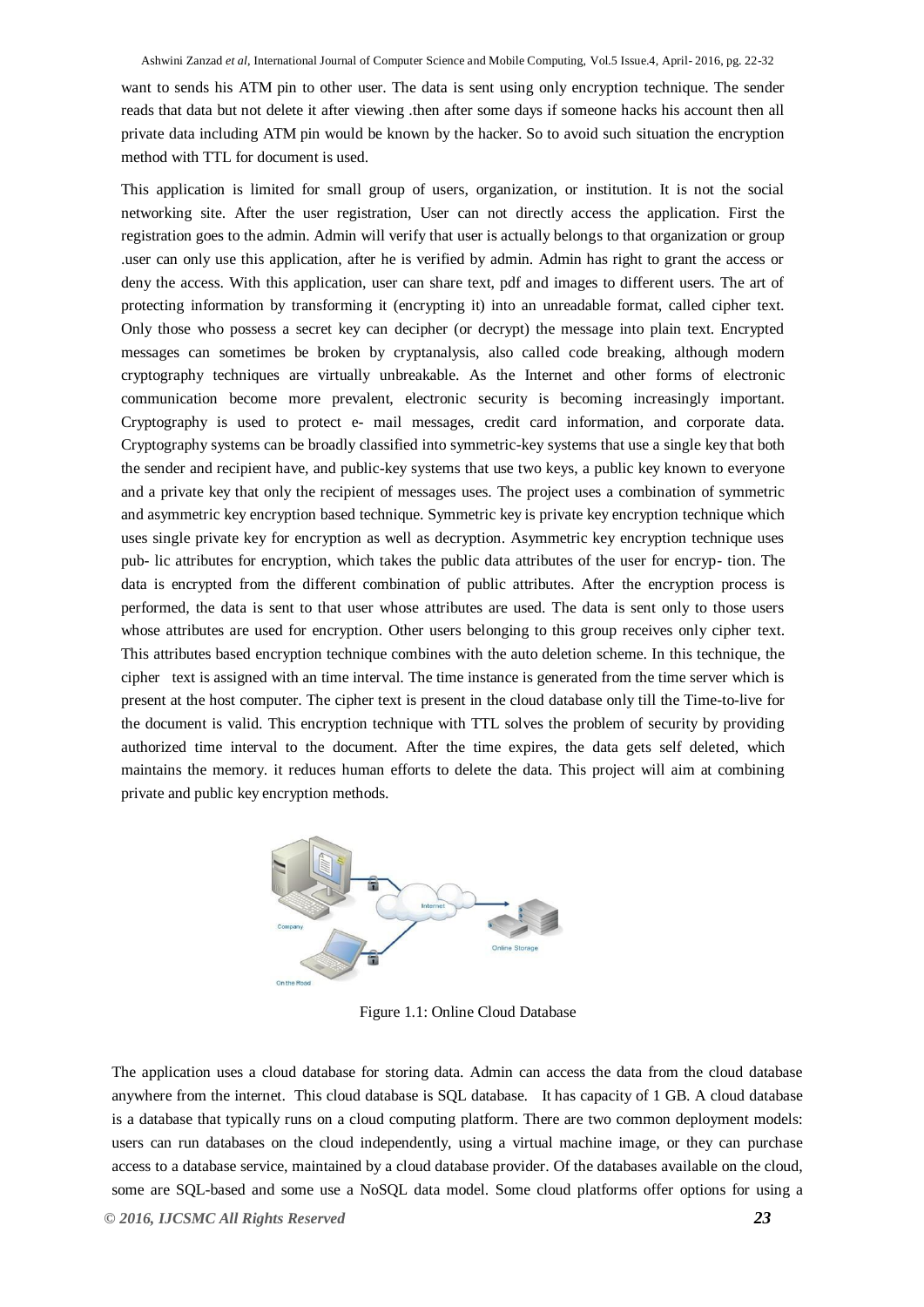want to sends his ATM pin to other user. The data is sent using only encryption technique. The sender reads that data but not delete it after viewing .then after some days if someone hacks his account then all private data including ATM pin would be known by the hacker. So to avoid such situation the encryption method with TTL for document is used.

This application is limited for small group of users, organization, or institution. It is not the social networking site. After the user registration, User can not directly access the application. First the registration goes to the admin. Admin will verify that user is actually belongs to that organization or group .user can only use this application, after he is verified by admin. Admin has right to grant the access or deny the access. With this application, user can share text, pdf and images to different users. The art of protecting information by transforming it (encrypting it) into an unreadable format, called cipher text. Only those who possess a secret key can decipher (or decrypt) the message into plain text. Encrypted messages can sometimes be broken by cryptanalysis, also called code breaking, although modern cryptography techniques are virtually unbreakable. As the Internet and other forms of electronic communication become more prevalent, electronic security is becoming increasingly important. Cryptography is used to protect e- mail messages, credit card information, and corporate data. Cryptography systems can be broadly classified into symmetric-key systems that use a single key that both the sender and recipient have, and public-key systems that use two keys, a public key known to everyone and a private key that only the recipient of messages uses. The project uses a combination of symmetric and asymmetric key encryption based technique. Symmetric key is private key encryption technique which uses single private key for encryption as well as decryption. Asymmetric key encryption technique uses pub- lic attributes for encryption, which takes the public data attributes of the user for encryp- tion. The data is encrypted from the different combination of public attributes. After the encryption process is performed, the data is sent to that user whose attributes are used. The data is sent only to those users whose attributes are used for encryption. Other users belonging to this group receives only cipher text. This attributes based encryption technique combines with the auto deletion scheme. In this technique, the cipher text is assigned with an time interval. The time instance is generated from the time server which is present at the host computer. The cipher text is present in the cloud database only till the Time-to-live for the document is valid. This encryption technique with TTL solves the problem of security by providing authorized time interval to the document. After the time expires, the data gets self deleted, which maintains the memory. it reduces human efforts to delete the data. This project will aim at combining private and public key encryption methods.

Figure 1.1: Online Cloud Database

The application uses a cloud database for storing data. Admin can access the data from the cloud database anywhere from the internet. This cloud database is SQL database. It has capacity of 1 GB. A cloud database is a database that typically runs on a cloud computing platform. There are two common deployment models: users can run databases on the cloud independently, using a virtual machine image, or they can purchase access to a database service, maintained by a cloud database provider. Of the databases available on the cloud, some are SQL-based and some use a NoSQL data model. Some cloud platforms offer options for using a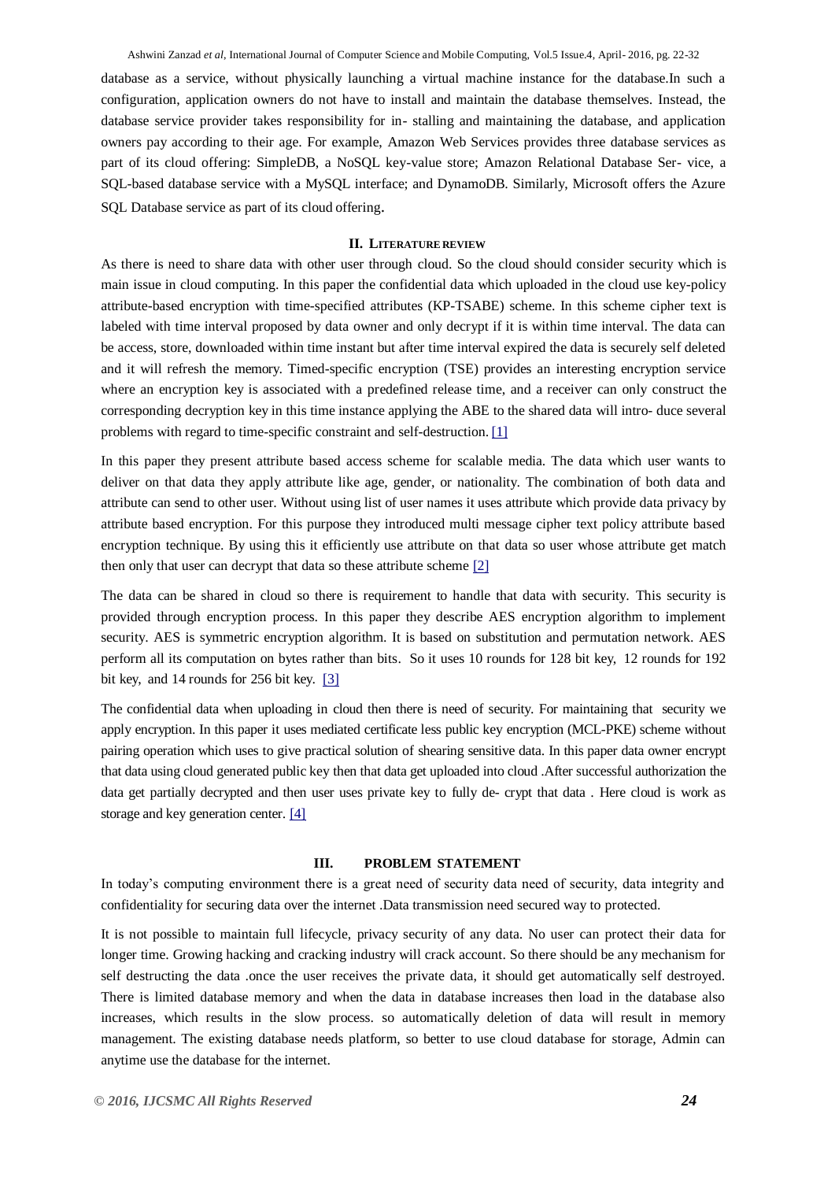database as a service, without physically launching a virtual machine instance for the database.In such a configuration, application owners do not have to install and maintain the database themselves. Instead, the database service provider takes responsibility for in- stalling and maintaining the database, and application owners pay according to their age. For example, Amazon Web Services provides three database services as part of its cloud offering: SimpleDB, a NoSQL key-value store; Amazon Relational Database Ser- vice, a SQL-based database service with a MySQL interface; and DynamoDB. Similarly, Microsoft offers the Azure SQL Database service as part of its cloud offering.

## II. LITERATURE REVIEW

As there is need to share data with other user through cloud. So the cloud should consider security which is main issue in cloud computing. In this paper the confidential data which uploaded in the cloud use key-policy attribute-based encryption with time-specified attributes (KP-TSABE) scheme. In this scheme cipher text is labeled with time interval proposed by data owner and only decrypt if it is within time interval. The data can be access, store, downloaded within time instant but after time interval expired the data is securely self deleted and it will refresh the memory. Timed-specific encryption (TSE) provides an interesting encryption service where an encryption key is associated with a predefined release time, and a receiver can only construct the corresponding decryption key in this time instance applying the ABE to the shared data will intro- duce several problems with regard to time-specific constraint and self-destruction. [1]

In this paper they present attribute based access scheme for scalable media. The data which user wants to deliver on that data they apply attribute like age, gender, or nationality. The combination of both data and attribute can send to other user. Without using list of user names it uses attribute which provide data privacy by attribute based encryption. For this purpose they introduced multi message cipher text policy attribute based encryption technique. By using this it efficiently use attribute on that data so user whose attribute get match then only that user can decrypt that data so these attribute scheme [2]

The data can be shared in cloud so there is requirement to handle that data with security. This security is provided through encryption process. In this paper they describe AES encryption algorithm to implement security. AES is symmetric encryption algorithm. It is based on substitution and permutation network. AES perform all its computation on bytes rather than bits. So it uses 10 rounds for 128 bit key, 12 rounds for 192 bit key, and 14 rounds for 256 bit key. [3]

The confidential data when uploading in cloud then there is need of security. For maintaining that security we apply encryption. In this paper it uses mediated certificate less public key encryption (MCL-PKE) scheme without pairing operation which uses to give practical solution of shearing sensitive data. In this paper data owner encrypt that data using cloud generated public key then that data get uploaded into cloud .After successful authorization the data get partially decrypted and then user uses private key to fully de- crypt that data . Here cloud is work as storage and key generation center. [4]

## III. PROBLEM STATEMENT

In today's computing environment there is a great need of security data need of security, data integrity and confidentiality for securing data over the internet .Data transmission need secured way to protected.

It is not possible to maintain full lifecycle, privacy security of any data. No user can protect their data for longer time. Growing hacking and cracking industry will crack account. So there should be any mechanism for self destructing the data .once the user receives the private data, it should get automatically self destroyed. There is limited database memory and when the data in database increases then load in the database also increases, which results in the slow process. so automatically deletion of data will result in memory management. The existing database needs platform, so better to use cloud database for storage, Admin can anytime use the database for the internet.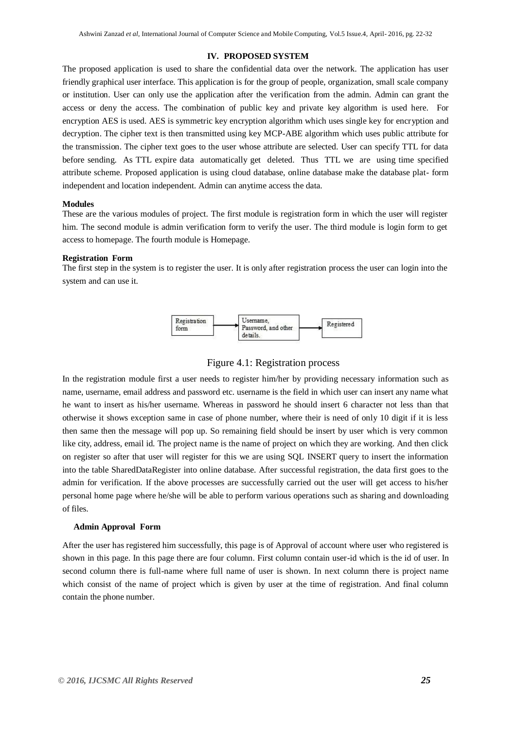## IV. PROPOSED SYSTEM

The proposed application is used to share the confidential data over the network. The application has user friendly graphical user interface. This application is for the group of people, organization, small scale company or institution. User can only use the application after the verification from the admin. Admin can grant the access or deny the access. The combination of public key and private key algorithm is used here. For encryption AES is used. AES is symmetric key encryption algorithm which uses single key for encryption and decryption. The cipher text is then transmitted using key MCP-ABE algorithm which uses public attribute for the transmission. The cipher text goes to the user whose attribute are selected. User can specify TTL for data before sending. As TTL expire data automatically get deleted. Thus TTL we are using time specified attribute scheme. Proposed application is using cloud database, online database make the database plat- form independent and location independent. Admin can anytime access the data.

**Modules**

These are the various modules of project. The first module is registration form in which the user will register him. The second module is admin verification form to verify the user. The third module is login form to get access to homepage. The fourth module is Homepage.

**Registration Form**

The first step in the system is to register the user. It is only after registration process the user can login into the system and can use it.

Registration form → Username, Password, and other details. → Registered

Figure 4.1: Registration process

In the registration module first a user needs to register him/her by providing necessary information such as name, username, email address and password etc. username is the field in which user can insert any name what he want to insert as his/her username. Whereas in password he should insert 6 character not less than that otherwise it shows exception same in case of phone number, where their is need of only 10 digit if it is less then same then the message will pop up. So remaining field should be insert by user which is very common like city, address, email id. The project name is the name of project on which they are working. And then click on register so after that user will register for this we are using SQL INSERT query to insert the information into the table SharedDataRegister into online database. After successful registration, the data first goes to the admin for verification. If the above processes are successfully carried out the user will get access to his/her personal home page where he/she will be able to perform various operations such as sharing and downloading of files.

**Admin Approval Form**

After the user has registered him successfully, this page is of Approval of account where user who registered is shown in this page. In this page there are four column. First column contain user-id which is the id of user. In second column there is full-name where full name of user is shown. In next column there is project name which consist of the name of project which is given by user at the time of registration. And final column contain the phone number.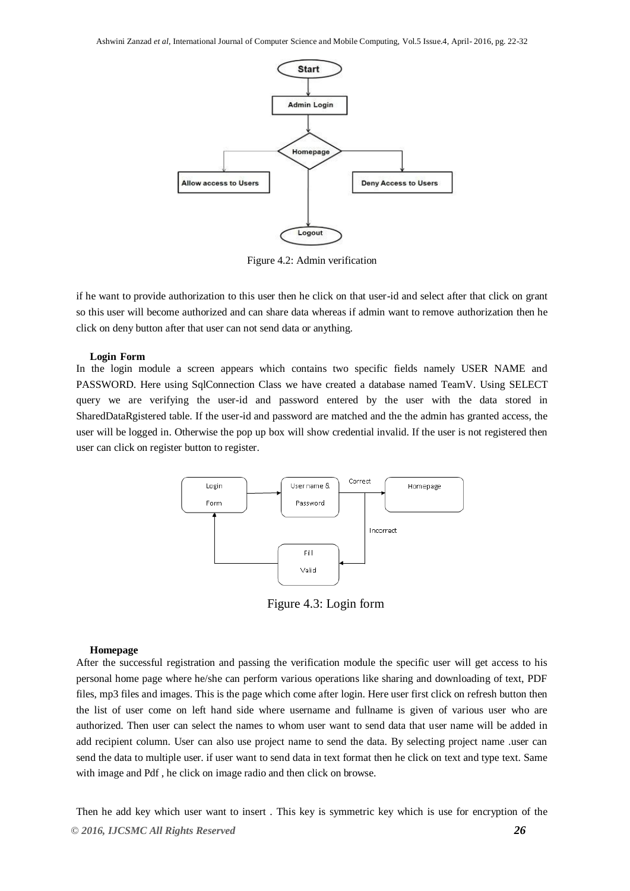Figure 4.2: Admin verification

if he want to provide authorization to this user then he click on that user-id and select after that click on grant so this user will become authorized and can share data whereas if admin want to remove authorization then he click on deny button after that user can not send data or anything.

**Login Form**

In the login module a screen appears which contains two specific fields namely USER NAME and PASSWORD. Here using SqlConnection Class we have created a database named TeamV. Using SELECT query we are verifying the user-id and password entered by the user with the data stored in SharedDataRgistered table. If the user-id and password are matched and the the admin has granted access, the user will be logged in. Otherwise the pop up box will show credential invalid. If the user is not registered then user can click on register button to register.

Figure 4.3: Login form

**Homepage**

After the successful registration and passing the verification module the specific user will get access to his personal home page where he/she can perform various operations like sharing and downloading of text, PDF files, mp3 files and images. This is the page which come after login. Here user first click on refresh button then the list of user come on left hand side where username and fullname is given of various user who are authorized. Then user can select the names to whom user want to send data that user name will be added in add recipient column. User can also use project name to send the data. By selecting project name .user can send the data to multiple user. if user want to send data in text format then he click on text and type text. Same with image and Pdf , he click on image radio and then click on browse.

Then he add key which user want to insert . This key is symmetric key which is use for encryption of the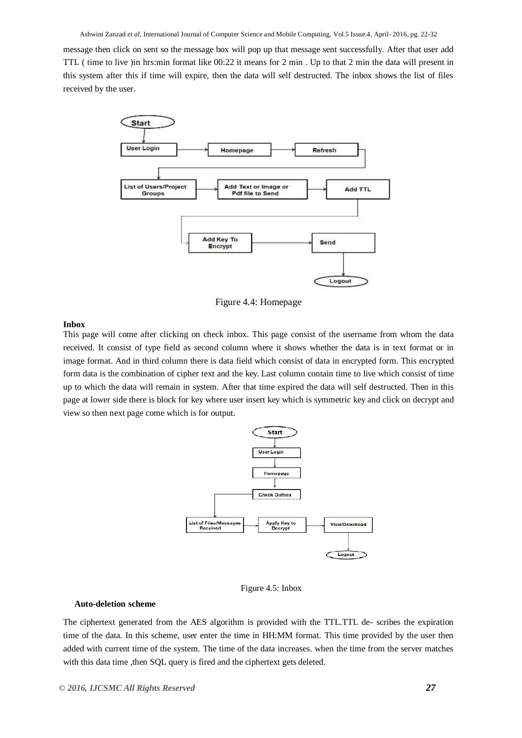message then click on sent so the message box will pop up that message sent successfully. After that user add TTL ( time to live )in hrs:min format like 00:22 it means for 2 min . Up to that 2 min the data will present in this system after this if time will expire, then the data will self destructed. The inbox shows the list of files received by the user.

Figure 4.4: Homepage

**Inbox**

This page will come after clicking on check inbox. This page consist of the username from whom the data received. It consist of type field as second column where it shows whether the data is in text format or in image format. And in third column there is data field which consist of data in encrypted form. This encrypted form data is the combination of cipher text and the key. Last column contain time to live which consist of time up to which the data will remain in system. After that time expired the data will self destructed. Then in this page at lower side there is block for key where user insert key which is symmetric key and click on decrypt and view so then next page come which is for output.

Figure 4.5: Inbox

**Auto-deletion scheme**

The ciphertext generated from the AES algorithm is provided with the TTL.TTL de- scribes the expiration time of the data. In this scheme, user enter the time in HH:MM format. This time provided by the user then added with current time of the system. The time of the data increases. when the time from the server matches with this data time ,then SQL query is fired and the ciphertext gets deleted.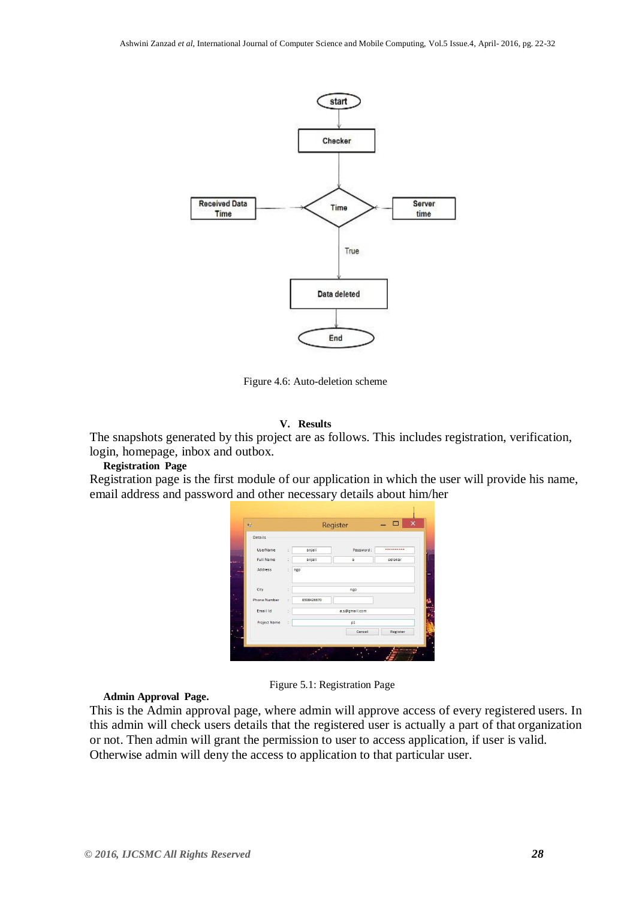Figure 4.6: Auto-deletion scheme

## V. Results

The snapshots generated by this project are as follows. This includes registration, verification, login, homepage, inbox and outbox.

**Registration Page**

Registration page is the first module of our application in which the user will provide his name, email address and password and other necessary details about him/her

Figure 5.1: Registration Page

**Admin Approval Page.**

This is the Admin approval page, where admin will approve access of every registered users. In this admin will check users details that the registered user is actually a part of that organization or not. Then admin will grant the permission to user to access application, if user is valid. Otherwise admin will deny the access to application to that particular user.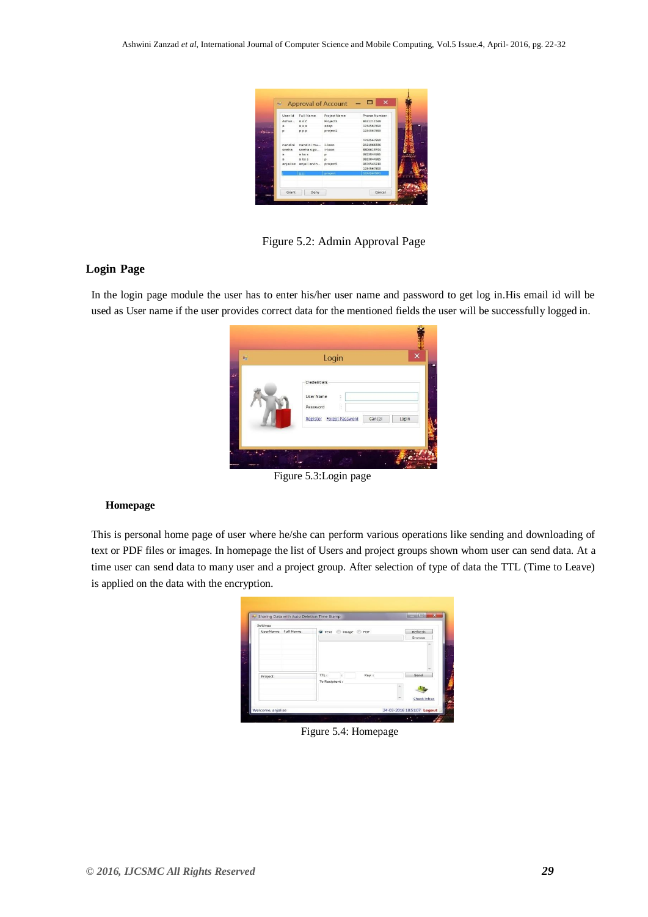Figure 5.2: Admin Approval Page

## Login Page

In the login page module the user has to enter his/her user name and password to get log in.His email id will be used as User name if the user provides correct data for the mentioned fields the user will be successfully logged in.

Figure 5.3:Login page

## Homepage

This is personal home page of user where he/she can perform various operations like sending and downloading of text or PDF files or images. In homepage the list of Users and project groups shown whom user can send data. At a time user can send data to many user and a project group. After selection of type of data the TTL (Time to Leave) is applied on the data with the encryption.

Figure 5.4: Homepage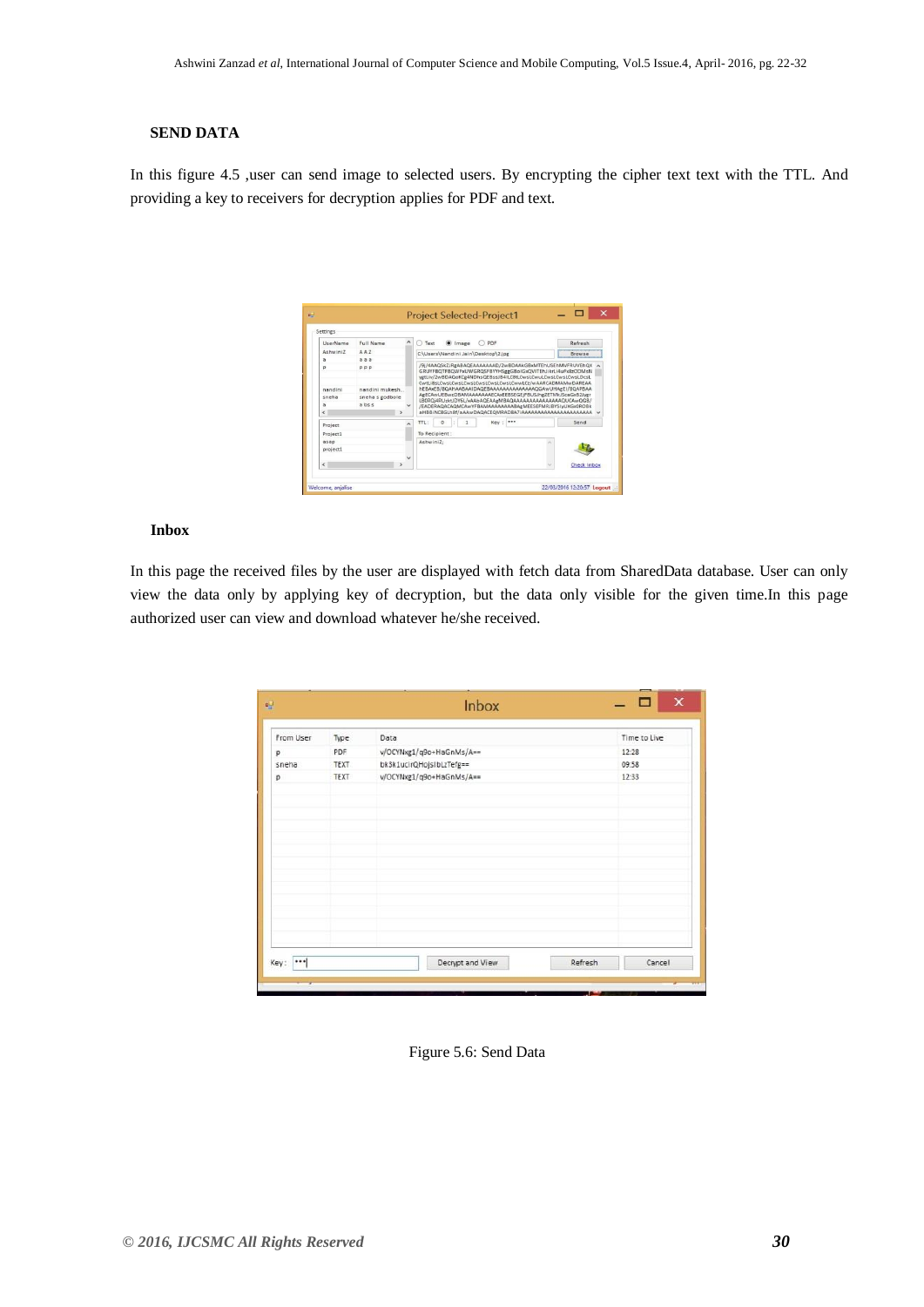## SEND DATA

In this figure 4.5 ,user can send image to selected users. By encrypting the cipher text text with the TTL. And providing a key to receivers for decryption applies for PDF and text.

## Inbox

In this page the received files by the user are displayed with fetch data from SharedData database. User can only view the data only by applying key of decryption, but the data only visible for the given time.In this page authorized user can view and download whatever he/she received.

Figure 5.6: Send Data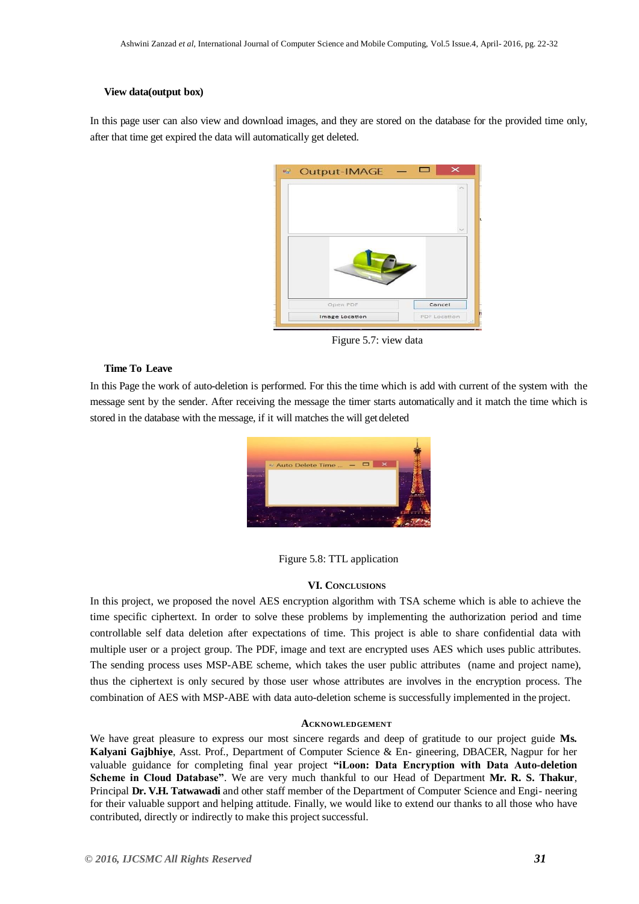**View data(output box)**

In this page user can also view and download images, and they are stored on the database for the provided time only, after that time get expired the data will automatically get deleted.

Figure 5.7: view data

**Time To Leave**

In this Page the work of auto-deletion is performed. For this the time which is add with current of the system with the message sent by the sender. After receiving the message the timer starts automatically and it match the time which is stored in the database with the message, if it will matches the will get deleted

Figure 5.8: TTL application

## VI. CONCLUSIONS

In this project, we proposed the novel AES encryption algorithm with TSA scheme which is able to achieve the time specific ciphertext. In order to solve these problems by implementing the authorization period and time controllable self data deletion after expectations of time. This project is able to share confidential data with multiple user or a project group. The PDF, image and text are encrypted uses AES which uses public attributes. The sending process uses MSP-ABE scheme, which takes the user public attributes (name and project name), thus the ciphertext is only secured by those user whose attributes are involves in the encryption process. The combination of AES with MSP-ABE with data auto-deletion scheme is successfully implemented in the project.

## ACKNOWLEDGEMENT

We have great pleasure to express our most sincere regards and deep of gratitude to our project guide **Ms. Kalyani Gajbhiye**, Asst. Prof., Department of Computer Science & En- gineering, DBACER, Nagpur for her valuable guidance for completing final year project **"iLoon: Data Encryption with Data Auto-deletion Scheme in Cloud Database"**. We are very much thankful to our Head of Department **Mr. R. S. Thakur**, Principal **Dr. V.H. Tatwawadi** and other staff member of the Department of Computer Science and Engi- neering for their valuable support and helping attitude. Finally, we would like to extend our thanks to all those who have contributed, directly or indirectly to make this project successful.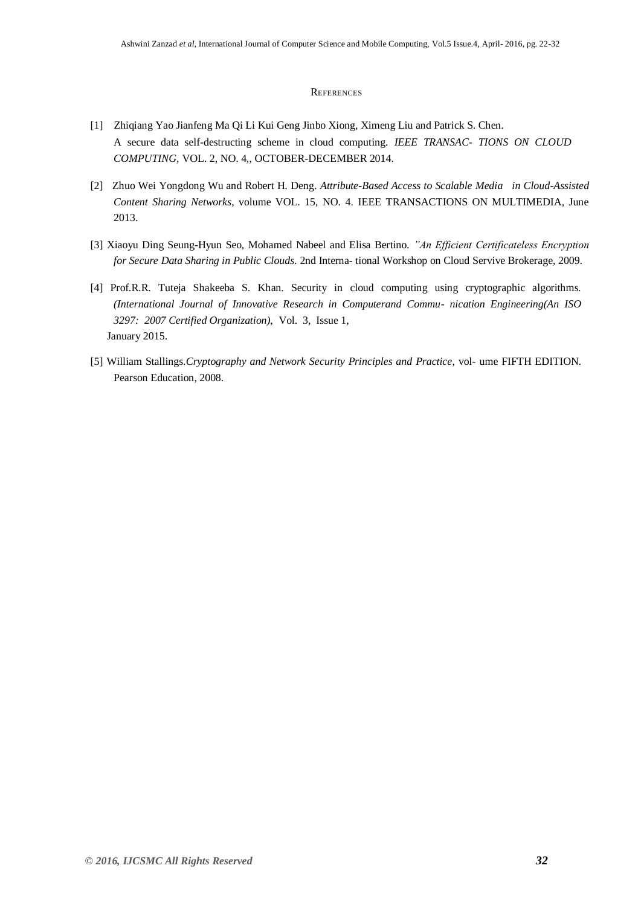## REFERENCES

[1] Zhiqiang Yao Jianfeng Ma Qi Li Kui Geng Jinbo Xiong, Ximeng Liu and Patrick S. Chen. A secure data self-destructing scheme in cloud computing. *IEEE TRANSAC- TIONS ON CLOUD COMPUTING*, VOL. 2, NO. 4,, OCTOBER-DECEMBER 2014.

[2] Zhuo Wei Yongdong Wu and Robert H. Deng. *Attribute-Based Access to Scalable Media in Cloud-Assisted Content Sharing Networks*, volume VOL. 15, NO. 4. IEEE TRANSACTIONS ON MULTIMEDIA, June 2013.

[3] Xiaoyu Ding Seung-Hyun Seo, Mohamed Nabeel and Elisa Bertino. *"An Efficient Certificateless Encryption for Secure Data Sharing in Public Clouds*. 2nd Interna- tional Workshop on Cloud Servive Brokerage, 2009.

[4] Prof.R.R. Tuteja Shakeeba S. Khan. Security in cloud computing using cryptographic algorithms. *(International Journal of Innovative Research in Computerand Commu- nication Engineering(An ISO 3297: 2007 Certified Organization),* Vol. 3, Issue 1, January 2015.

[5] William Stallings.*Cryptography and Network Security Principles and Practice*, vol- ume FIFTH EDITION. Pearson Education, 2008.